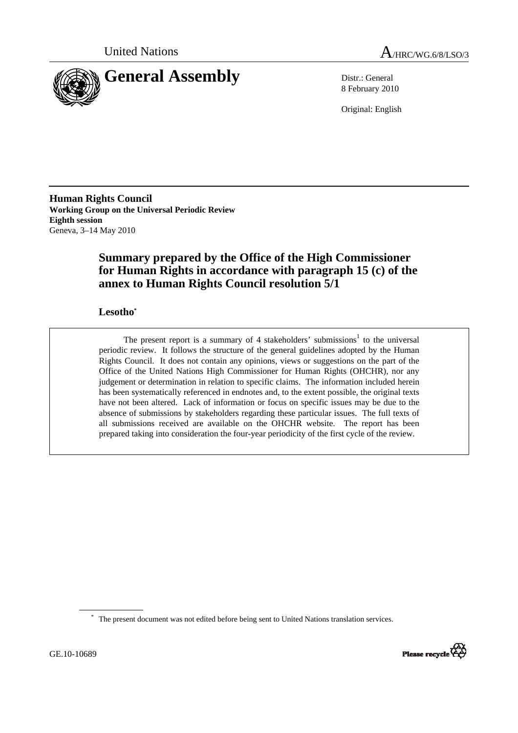United Nations

A/HRC/WG.6/8/LSO/3

# General Assembly

Distr.: General
8 February 2010

Original: English

**Human Rights Council**
**Working Group on the Universal Periodic Review**
**Eighth session**
Geneva, 3–14 May 2010

## Summary prepared by the Office of the High Commissioner for Human Rights in accordance with paragraph 15 (c) of the annex to Human Rights Council resolution 5/1

### Lesotho*

> The present report is a summary of 4 stakeholders' submissions[1] to the universal periodic review. It follows the structure of the general guidelines adopted by the Human Rights Council. It does not contain any opinions, views or suggestions on the part of the Office of the United Nations High Commissioner for Human Rights (OHCHR), nor any judgement or determination in relation to specific claims. The information included herein has been systematically referenced in endnotes and, to the extent possible, the original texts have not been altered. Lack of information or focus on specific issues may be due to the absence of submissions by stakeholders regarding these particular issues. The full texts of all submissions received are available on the OHCHR website. The report has been prepared taking into consideration the four-year periodicity of the first cycle of the review.

\* The present document was not edited before being sent to United Nations translation services.

GE.10-10689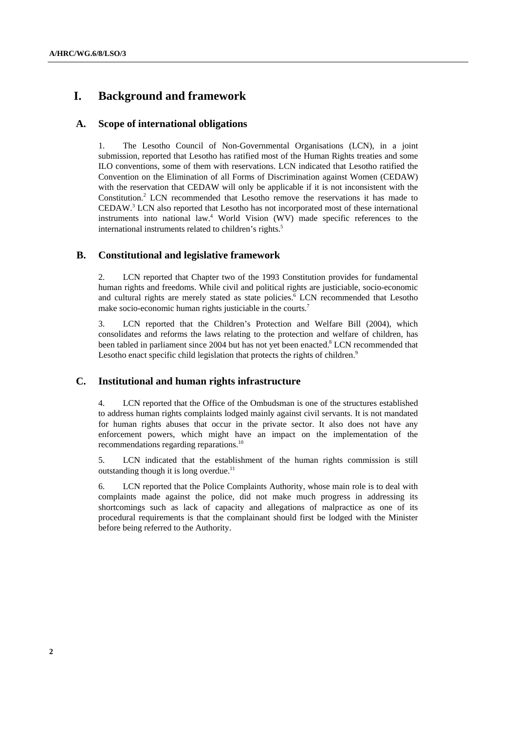# I. Background and framework

## A. Scope of international obligations

1. The Lesotho Council of Non-Governmental Organisations (LCN), in a joint submission, reported that Lesotho has ratified most of the Human Rights treaties and some ILO conventions, some of them with reservations. LCN indicated that Lesotho ratified the Convention on the Elimination of all Forms of Discrimination against Women (CEDAW) with the reservation that CEDAW will only be applicable if it is not inconsistent with the Constitution.[2] LCN recommended that Lesotho remove the reservations it has made to CEDAW.[3] LCN also reported that Lesotho has not incorporated most of these international instruments into national law.[4] World Vision (WV) made specific references to the international instruments related to children's rights.[5]

## B. Constitutional and legislative framework

2. LCN reported that Chapter two of the 1993 Constitution provides for fundamental human rights and freedoms. While civil and political rights are justiciable, socio-economic and cultural rights are merely stated as state policies.[6] LCN recommended that Lesotho make socio-economic human rights justiciable in the courts.[7]

3. LCN reported that the Children's Protection and Welfare Bill (2004), which consolidates and reforms the laws relating to the protection and welfare of children, has been tabled in parliament since 2004 but has not yet been enacted.[8] LCN recommended that Lesotho enact specific child legislation that protects the rights of children.[9]

## C. Institutional and human rights infrastructure

4. LCN reported that the Office of the Ombudsman is one of the structures established to address human rights complaints lodged mainly against civil servants. It is not mandated for human rights abuses that occur in the private sector. It also does not have any enforcement powers, which might have an impact on the implementation of the recommendations regarding reparations.[10]

5. LCN indicated that the establishment of the human rights commission is still outstanding though it is long overdue.[11]

6. LCN reported that the Police Complaints Authority, whose main role is to deal with complaints made against the police, did not make much progress in addressing its shortcomings such as lack of capacity and allegations of malpractice as one of its procedural requirements is that the complainant should first be lodged with the Minister before being referred to the Authority.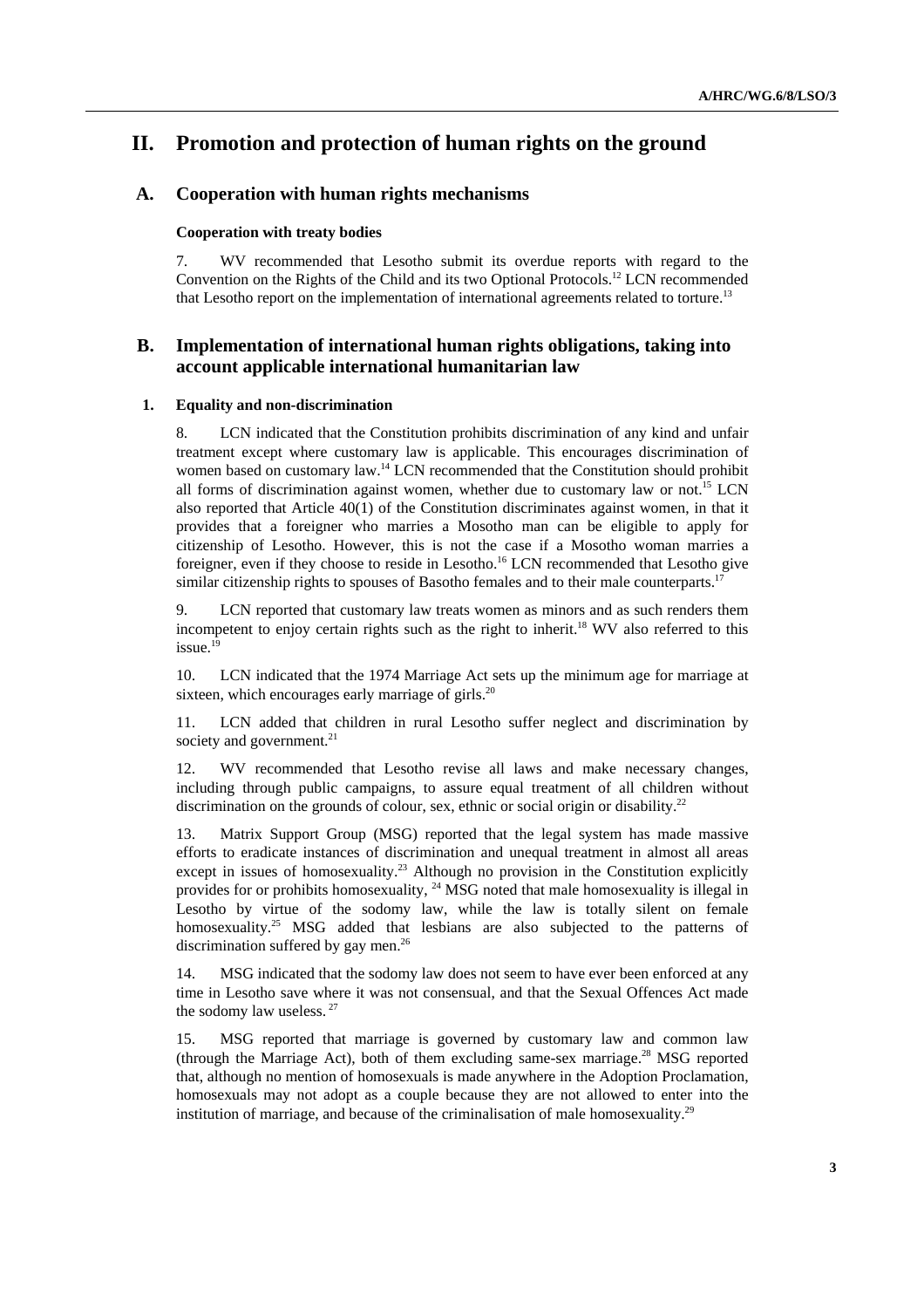# II. Promotion and protection of human rights on the ground

## A. Cooperation with human rights mechanisms

### Cooperation with treaty bodies

7. WV recommended that Lesotho submit its overdue reports with regard to the Convention on the Rights of the Child and its two Optional Protocols.[12] LCN recommended that Lesotho report on the implementation of international agreements related to torture.[13]

## B. Implementation of international human rights obligations, taking into account applicable international humanitarian law

### 1. Equality and non-discrimination

8. LCN indicated that the Constitution prohibits discrimination of any kind and unfair treatment except where customary law is applicable. This encourages discrimination of women based on customary law.[14] LCN recommended that the Constitution should prohibit all forms of discrimination against women, whether due to customary law or not.[15] LCN also reported that Article 40(1) of the Constitution discriminates against women, in that it provides that a foreigner who marries a Mosotho man can be eligible to apply for citizenship of Lesotho. However, this is not the case if a Mosotho woman marries a foreigner, even if they choose to reside in Lesotho.[16] LCN recommended that Lesotho give similar citizenship rights to spouses of Basotho females and to their male counterparts.[17]

9. LCN reported that customary law treats women as minors and as such renders them incompetent to enjoy certain rights such as the right to inherit.[18] WV also referred to this issue.[19]

10. LCN indicated that the 1974 Marriage Act sets up the minimum age for marriage at sixteen, which encourages early marriage of girls.[20]

11. LCN added that children in rural Lesotho suffer neglect and discrimination by society and government.[21]

12. WV recommended that Lesotho revise all laws and make necessary changes, including through public campaigns, to assure equal treatment of all children without discrimination on the grounds of colour, sex, ethnic or social origin or disability.[22]

13. Matrix Support Group (MSG) reported that the legal system has made massive efforts to eradicate instances of discrimination and unequal treatment in almost all areas except in issues of homosexuality.[23] Although no provision in the Constitution explicitly provides for or prohibits homosexuality, [24] MSG noted that male homosexuality is illegal in Lesotho by virtue of the sodomy law, while the law is totally silent on female homosexuality.[25] MSG added that lesbians are also subjected to the patterns of discrimination suffered by gay men.[26]

14. MSG indicated that the sodomy law does not seem to have ever been enforced at any time in Lesotho save where it was not consensual, and that the Sexual Offences Act made the sodomy law useless. [27]

15. MSG reported that marriage is governed by customary law and common law (through the Marriage Act), both of them excluding same-sex marriage.[28] MSG reported that, although no mention of homosexuals is made anywhere in the Adoption Proclamation, homosexuals may not adopt as a couple because they are not allowed to enter into the institution of marriage, and because of the criminalisation of male homosexuality.[29]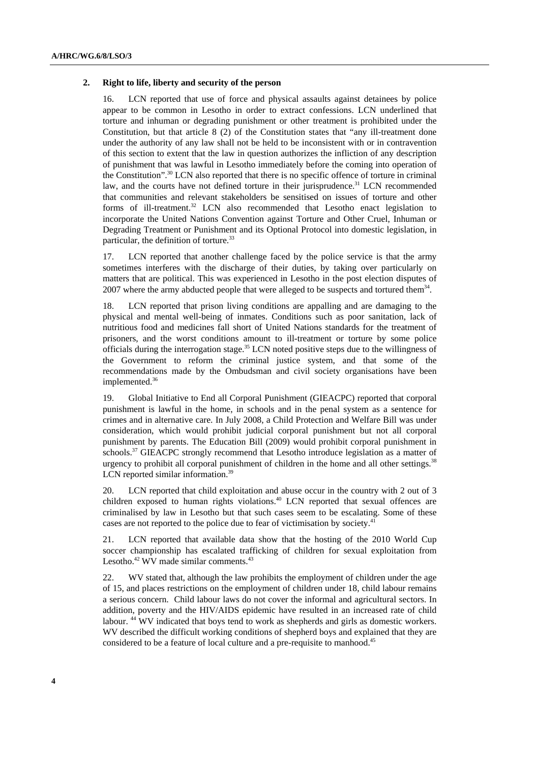## 2. Right to life, liberty and security of the person

16. LCN reported that use of force and physical assaults against detainees by police appear to be common in Lesotho in order to extract confessions. LCN underlined that torture and inhuman or degrading punishment or other treatment is prohibited under the Constitution, but that article 8 (2) of the Constitution states that "any ill-treatment done under the authority of any law shall not be held to be inconsistent with or in contravention of this section to extent that the law in question authorizes the infliction of any description of punishment that was lawful in Lesotho immediately before the coming into operation of the Constitution".[30] LCN also reported that there is no specific offence of torture in criminal law, and the courts have not defined torture in their jurisprudence.[31] LCN recommended that communities and relevant stakeholders be sensitised on issues of torture and other forms of ill-treatment.[32] LCN also recommended that Lesotho enact legislation to incorporate the United Nations Convention against Torture and Other Cruel, Inhuman or Degrading Treatment or Punishment and its Optional Protocol into domestic legislation, in particular, the definition of torture.[33]

17. LCN reported that another challenge faced by the police service is that the army sometimes interferes with the discharge of their duties, by taking over particularly on matters that are political. This was experienced in Lesotho in the post election disputes of 2007 where the army abducted people that were alleged to be suspects and tortured them[34].

18. LCN reported that prison living conditions are appalling and are damaging to the physical and mental well-being of inmates. Conditions such as poor sanitation, lack of nutritious food and medicines fall short of United Nations standards for the treatment of prisoners, and the worst conditions amount to ill-treatment or torture by some police officials during the interrogation stage.[35] LCN noted positive steps due to the willingness of the Government to reform the criminal justice system, and that some of the recommendations made by the Ombudsman and civil society organisations have been implemented.[36]

19. Global Initiative to End all Corporal Punishment (GIEACPC) reported that corporal punishment is lawful in the home, in schools and in the penal system as a sentence for crimes and in alternative care. In July 2008, a Child Protection and Welfare Bill was under consideration, which would prohibit judicial corporal punishment but not all corporal punishment by parents. The Education Bill (2009) would prohibit corporal punishment in schools.[37] GIEACPC strongly recommend that Lesotho introduce legislation as a matter of urgency to prohibit all corporal punishment of children in the home and all other settings.[38] LCN reported similar information.[39]

20. LCN reported that child exploitation and abuse occur in the country with 2 out of 3 children exposed to human rights violations.[40] LCN reported that sexual offences are criminalised by law in Lesotho but that such cases seem to be escalating. Some of these cases are not reported to the police due to fear of victimisation by society.[41]

21. LCN reported that available data show that the hosting of the 2010 World Cup soccer championship has escalated trafficking of children for sexual exploitation from Lesotho.[42] WV made similar comments.[43]

22. WV stated that, although the law prohibits the employment of children under the age of 15, and places restrictions on the employment of children under 18, child labour remains a serious concern. Child labour laws do not cover the informal and agricultural sectors. In addition, poverty and the HIV/AIDS epidemic have resulted in an increased rate of child labour.[44] WV indicated that boys tend to work as shepherds and girls as domestic workers. WV described the difficult working conditions of shepherd boys and explained that they are considered to be a feature of local culture and a pre-requisite to manhood.[45]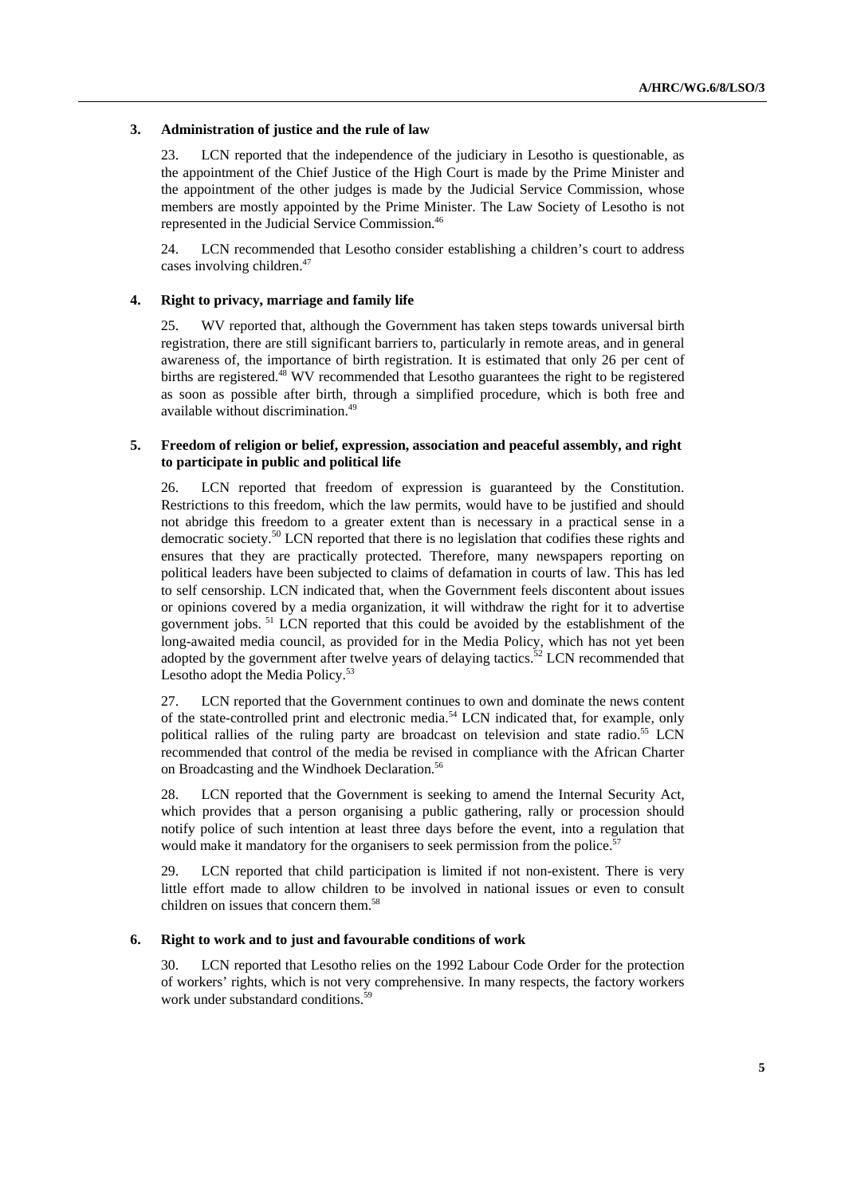### 3. Administration of justice and the rule of law

23. LCN reported that the independence of the judiciary in Lesotho is questionable, as the appointment of the Chief Justice of the High Court is made by the Prime Minister and the appointment of the other judges is made by the Judicial Service Commission, whose members are mostly appointed by the Prime Minister. The Law Society of Lesotho is not represented in the Judicial Service Commission.[46]

24. LCN recommended that Lesotho consider establishing a children's court to address cases involving children.[47]

### 4. Right to privacy, marriage and family life

25. WV reported that, although the Government has taken steps towards universal birth registration, there are still significant barriers to, particularly in remote areas, and in general awareness of, the importance of birth registration. It is estimated that only 26 per cent of births are registered.[48] WV recommended that Lesotho guarantees the right to be registered as soon as possible after birth, through a simplified procedure, which is both free and available without discrimination.[49]

### 5. Freedom of religion or belief, expression, association and peaceful assembly, and right to participate in public and political life

26. LCN reported that freedom of expression is guaranteed by the Constitution. Restrictions to this freedom, which the law permits, would have to be justified and should not abridge this freedom to a greater extent than is necessary in a practical sense in a democratic society.[50] LCN reported that there is no legislation that codifies these rights and ensures that they are practically protected. Therefore, many newspapers reporting on political leaders have been subjected to claims of defamation in courts of law. This has led to self censorship. LCN indicated that, when the Government feels discontent about issues or opinions covered by a media organization, it will withdraw the right for it to advertise government jobs.[51] LCN reported that this could be avoided by the establishment of the long-awaited media council, as provided for in the Media Policy, which has not yet been adopted by the government after twelve years of delaying tactics.[52] LCN recommended that Lesotho adopt the Media Policy.[53]

27. LCN reported that the Government continues to own and dominate the news content of the state-controlled print and electronic media.[54] LCN indicated that, for example, only political rallies of the ruling party are broadcast on television and state radio.[55] LCN recommended that control of the media be revised in compliance with the African Charter on Broadcasting and the Windhoek Declaration.[56]

28. LCN reported that the Government is seeking to amend the Internal Security Act, which provides that a person organising a public gathering, rally or procession should notify police of such intention at least three days before the event, into a regulation that would make it mandatory for the organisers to seek permission from the police.[57]

29. LCN reported that child participation is limited if not non-existent. There is very little effort made to allow children to be involved in national issues or even to consult children on issues that concern them.[58]

### 6. Right to work and to just and favourable conditions of work

30. LCN reported that Lesotho relies on the 1992 Labour Code Order for the protection of workers' rights, which is not very comprehensive. In many respects, the factory workers work under substandard conditions.[59]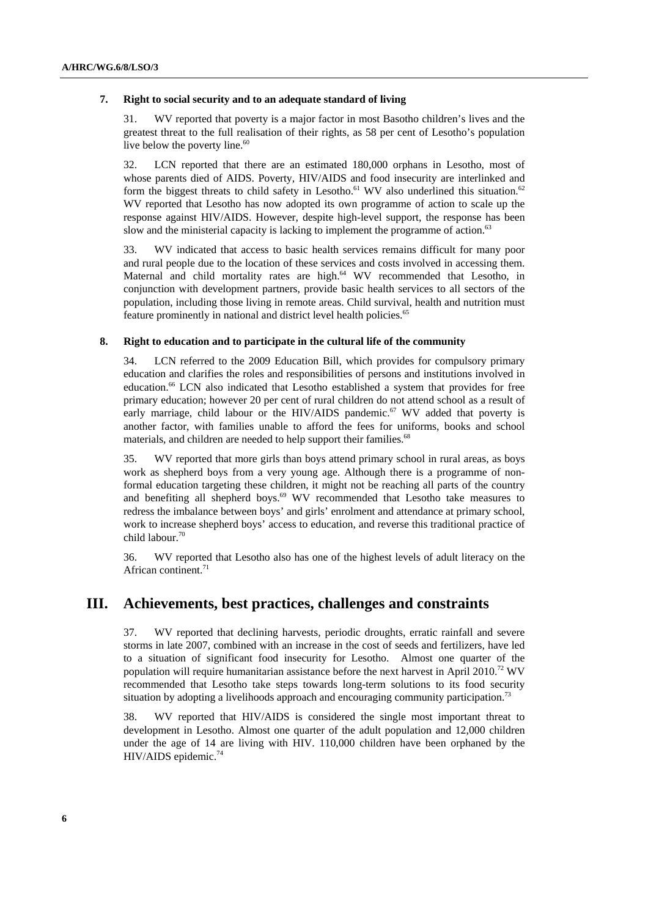### 7. Right to social security and to an adequate standard of living

31. WV reported that poverty is a major factor in most Basotho children's lives and the greatest threat to the full realisation of their rights, as 58 per cent of Lesotho's population live below the poverty line.[60]

32. LCN reported that there are an estimated 180,000 orphans in Lesotho, most of whose parents died of AIDS. Poverty, HIV/AIDS and food insecurity are interlinked and form the biggest threats to child safety in Lesotho.[61] WV also underlined this situation.[62] WV reported that Lesotho has now adopted its own programme of action to scale up the response against HIV/AIDS. However, despite high-level support, the response has been slow and the ministerial capacity is lacking to implement the programme of action.[63]

33. WV indicated that access to basic health services remains difficult for many poor and rural people due to the location of these services and costs involved in accessing them. Maternal and child mortality rates are high.[64] WV recommended that Lesotho, in conjunction with development partners, provide basic health services to all sectors of the population, including those living in remote areas. Child survival, health and nutrition must feature prominently in national and district level health policies.[65]

### 8. Right to education and to participate in the cultural life of the community

34. LCN referred to the 2009 Education Bill, which provides for compulsory primary education and clarifies the roles and responsibilities of persons and institutions involved in education.[66] LCN also indicated that Lesotho established a system that provides for free primary education; however 20 per cent of rural children do not attend school as a result of early marriage, child labour or the HIV/AIDS pandemic.[67] WV added that poverty is another factor, with families unable to afford the fees for uniforms, books and school materials, and children are needed to help support their families.[68]

35. WV reported that more girls than boys attend primary school in rural areas, as boys work as shepherd boys from a very young age. Although there is a programme of non-formal education targeting these children, it might not be reaching all parts of the country and benefiting all shepherd boys.[69] WV recommended that Lesotho take measures to redress the imbalance between boys' and girls' enrolment and attendance at primary school, work to increase shepherd boys' access to education, and reverse this traditional practice of child labour.[70]

36. WV reported that Lesotho also has one of the highest levels of adult literacy on the African continent.[71]

## III. Achievements, best practices, challenges and constraints

37. WV reported that declining harvests, periodic droughts, erratic rainfall and severe storms in late 2007, combined with an increase in the cost of seeds and fertilizers, have led to a situation of significant food insecurity for Lesotho. Almost one quarter of the population will require humanitarian assistance before the next harvest in April 2010.[72] WV recommended that Lesotho take steps towards long-term solutions to its food security situation by adopting a livelihoods approach and encouraging community participation.[73]

38. WV reported that HIV/AIDS is considered the single most important threat to development in Lesotho. Almost one quarter of the adult population and 12,000 children under the age of 14 are living with HIV. 110,000 children have been orphaned by the HIV/AIDS epidemic.[74]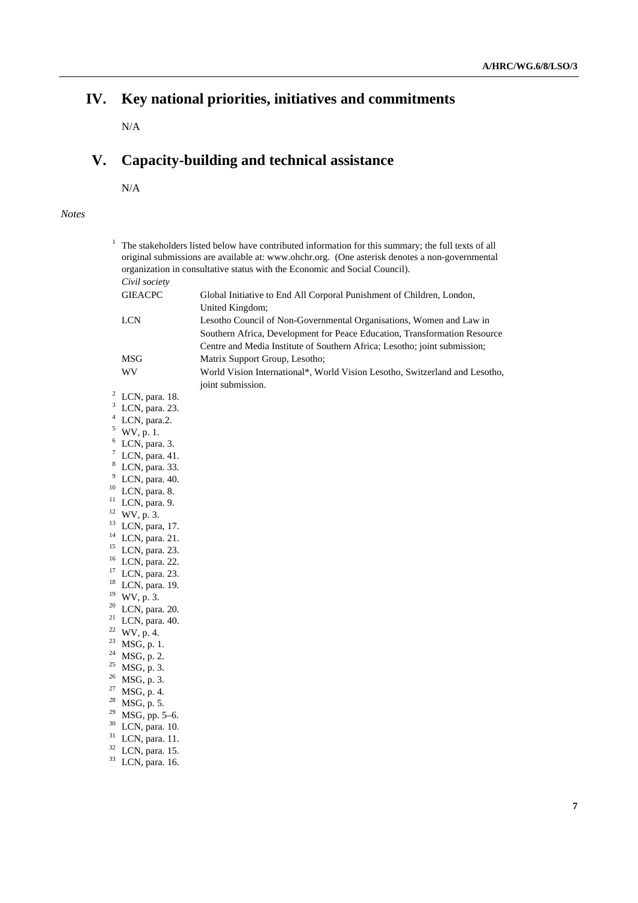# IV. Key national priorities, initiatives and commitments

N/A

# V. Capacity-building and technical assistance

N/A

*Notes*

[1] The stakeholders listed below have contributed information for this summary; the full texts of all original submissions are available at: www.ohchr.org. (One asterisk denotes a non-governmental organization in consultative status with the Economic and Social Council).

*Civil society*

| | |
|---|---|
| GIEACPC | Global Initiative to End All Corporal Punishment of Children, London, United Kingdom; |
| LCN | Lesotho Council of Non-Governmental Organisations, Women and Law in Southern Africa, Development for Peace Education, Transformation Resource Centre and Media Institute of Southern Africa; Lesotho; joint submission; |
| MSG | Matrix Support Group, Lesotho; |
| WV | World Vision International*, World Vision Lesotho, Switzerland and Lesotho, joint submission. |

[2] LCN, para. 18.
[3] LCN, para. 23.
[4] LCN, para.2.
[5] WV, p. 1.
[6] LCN, para. 3.
[7] LCN, para. 41.
[8] LCN, para. 33.
[9] LCN, para. 40.
[10] LCN, para. 8.
[11] LCN, para. 9.
[12] WV, p. 3.
[13] LCN, para, 17.
[14] LCN, para. 21.
[15] LCN, para. 23.
[16] LCN, para. 22.
[17] LCN, para. 23.
[18] LCN, para. 19.
[19] WV, p. 3.
[20] LCN, para. 20.
[21] LCN, para. 40.
[22] WV, p. 4.
[23] MSG, p. 1.
[24] MSG, p. 2.
[25] MSG, p. 3.
[26] MSG, p. 3.
[27] MSG, p. 4.
[28] MSG, p. 5.
[29] MSG, pp. 5–6.
[30] LCN, para. 10.
[31] LCN, para. 11.
[32] LCN, para. 15.
[33] LCN, para. 16.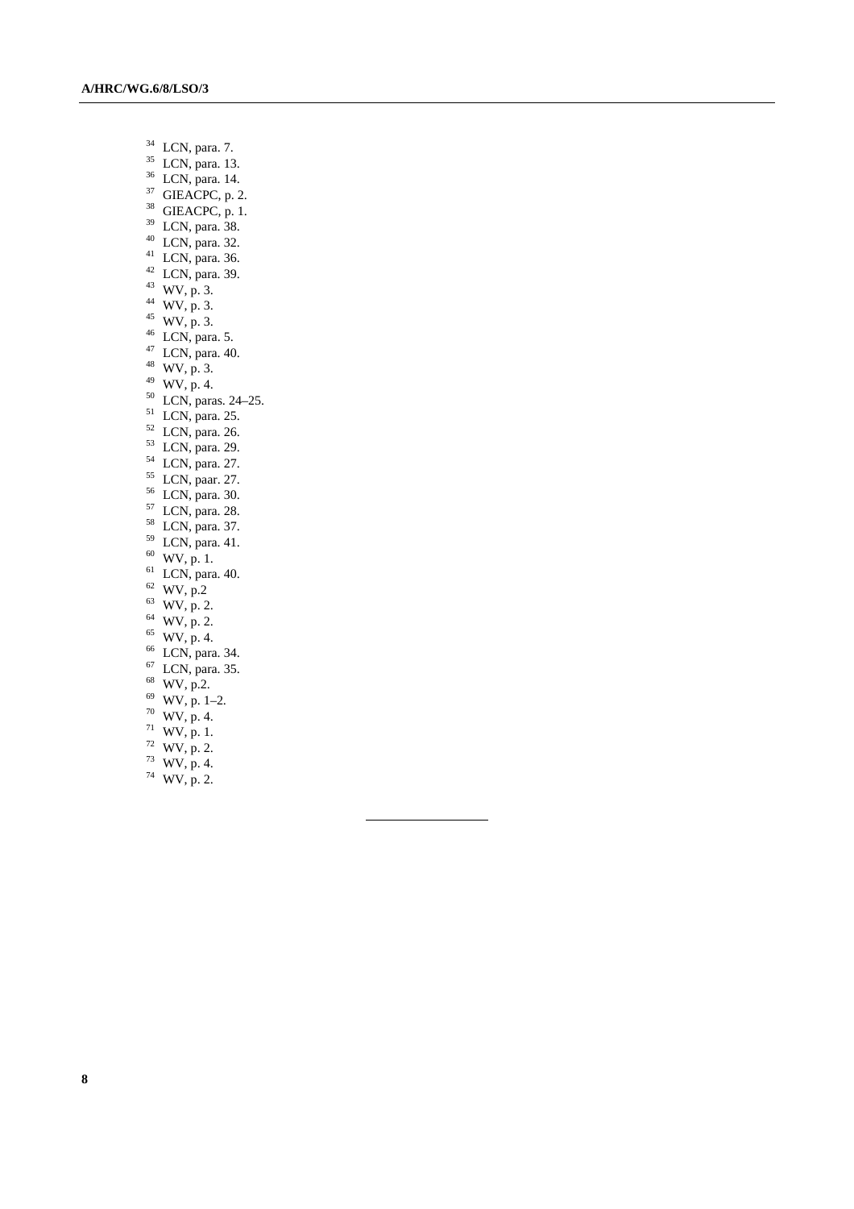[34] LCN, para. 7.
[35] LCN, para. 13.
[36] LCN, para. 14.
[37] GIEACPC, p. 2.
[38] GIEACPC, p. 1.
[39] LCN, para. 38.
[40] LCN, para. 32.
[41] LCN, para. 36.
[42] LCN, para. 39.
[43] WV, p. 3.
[44] WV, p. 3.
[45] WV, p. 3.
[46] LCN, para. 5.
[47] LCN, para. 40.
[48] WV, p. 3.
[49] WV, p. 4.
[50] LCN, paras. 24–25.
[51] LCN, para. 25.
[52] LCN, para. 26.
[53] LCN, para. 29.
[54] LCN, para. 27.
[55] LCN, paar. 27.
[56] LCN, para. 30.
[57] LCN, para. 28.
[58] LCN, para. 37.
[59] LCN, para. 41.
[60] WV, p. 1.
[61] LCN, para. 40.
[62] WV, p.2
[63] WV, p. 2.
[64] WV, p. 2.
[65] WV, p. 4.
[66] LCN, para. 34.
[67] LCN, para. 35.
[68] WV, p.2.
[69] WV, p. 1–2.
[70] WV, p. 4.
[71] WV, p. 1.
[72] WV, p. 2.
[73] WV, p. 4.
[74] WV, p. 2.